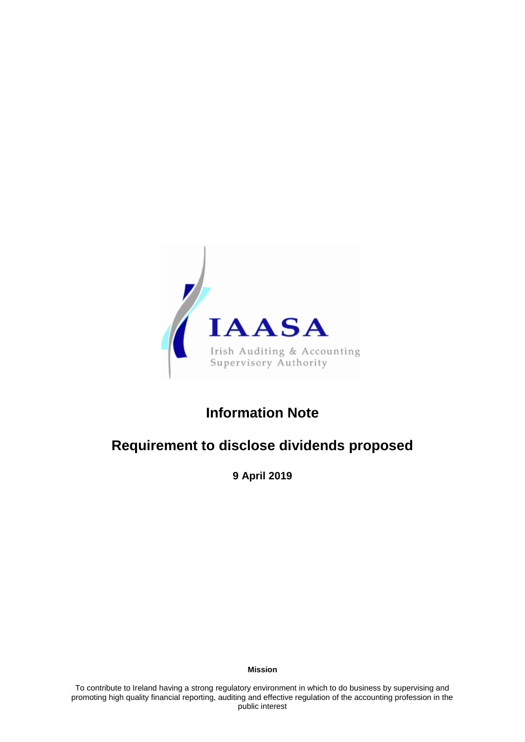IAASA

Irish Auditing & Accounting Supervisory Authority

# Information Note

## Requirement to disclose dividends proposed

**9 April 2019**

**Mission**

To contribute to Ireland having a strong regulatory environment in which to do business by supervising and promoting high quality financial reporting, auditing and effective regulation of the accounting profession in the public interest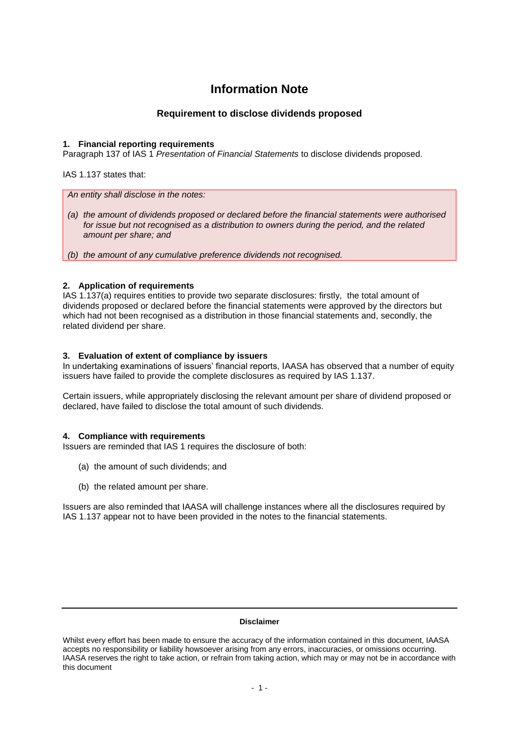# Information Note

## Requirement to disclose dividends proposed

### 1. Financial reporting requirements

Paragraph 137 of IAS 1 *Presentation of Financial Statements* to disclose dividends proposed.

IAS 1.137 states that:

> *An entity shall disclose in the notes:*
>
> *(a) the amount of dividends proposed or declared before the financial statements were authorised for issue but not recognised as a distribution to owners during the period, and the related amount per share; and*
>
> *(b) the amount of any cumulative preference dividends not recognised.*

### 2. Application of requirements

IAS 1.137(a) requires entities to provide two separate disclosures: firstly, the total amount of dividends proposed or declared before the financial statements were approved by the directors but which had not been recognised as a distribution in those financial statements and, secondly, the related dividend per share.

### 3. Evaluation of extent of compliance by issuers

In undertaking examinations of issuers' financial reports, IAASA has observed that a number of equity issuers have failed to provide the complete disclosures as required by IAS 1.137.

Certain issuers, while appropriately disclosing the relevant amount per share of dividend proposed or declared, have failed to disclose the total amount of such dividends.

### 4. Compliance with requirements

Issuers are reminded that IAS 1 requires the disclosure of both:

(a) the amount of such dividends; and

(b) the related amount per share.

Issuers are also reminded that IAASA will challenge instances where all the disclosures required by IAS 1.137 appear not to have been provided in the notes to the financial statements.

---

**Disclaimer**

Whilst every effort has been made to ensure the accuracy of the information contained in this document, IAASA accepts no responsibility or liability howsoever arising from any errors, inaccuracies, or omissions occurring. IAASA reserves the right to take action, or refrain from taking action, which may or may not be in accordance with this document